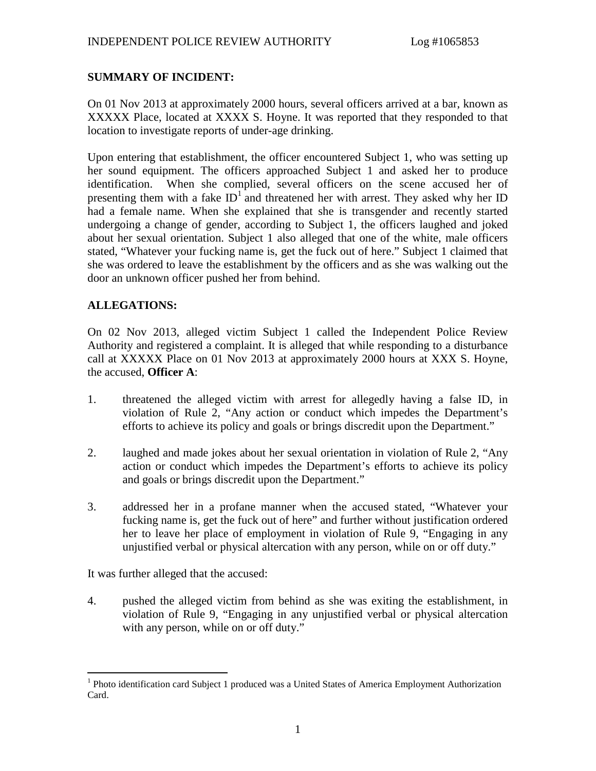**SUMMARY OF INCIDENT:**

On 01 Nov 2013 at approximately 2000 hours, several officers arrived at a bar, known as XXXXX Place, located at XXXX S. Hoyne. It was reported that they responded to that location to investigate reports of under-age drinking.

Upon entering that establishment, the officer encountered Subject 1, who was setting up her sound equipment. The officers approached Subject 1 and asked her to produce identification. When she complied, several officers on the scene accused her of presenting them with a fake ID[1] and threatened her with arrest. They asked why her ID had a female name. When she explained that she is transgender and recently started undergoing a change of gender, according to Subject 1, the officers laughed and joked about her sexual orientation. Subject 1 also alleged that one of the white, male officers stated, "Whatever your fucking name is, get the fuck out of here." Subject 1 claimed that she was ordered to leave the establishment by the officers and as she was walking out the door an unknown officer pushed her from behind.

**ALLEGATIONS:**

On 02 Nov 2013, alleged victim Subject 1 called the Independent Police Review Authority and registered a complaint. It is alleged that while responding to a disturbance call at XXXXX Place on 01 Nov 2013 at approximately 2000 hours at XXX S. Hoyne, the accused, **Officer A**:

1. threatened the alleged victim with arrest for allegedly having a false ID, in violation of Rule 2, "Any action or conduct which impedes the Department's efforts to achieve its policy and goals or brings discredit upon the Department."

2. laughed and made jokes about her sexual orientation in violation of Rule 2, "Any action or conduct which impedes the Department's efforts to achieve its policy and goals or brings discredit upon the Department."

3. addressed her in a profane manner when the accused stated, "Whatever your fucking name is, get the fuck out of here" and further without justification ordered her to leave her place of employment in violation of Rule 9, "Engaging in any unjustified verbal or physical altercation with any person, while on or off duty."

It was further alleged that the accused:

4. pushed the alleged victim from behind as she was exiting the establishment, in violation of Rule 9, "Engaging in any unjustified verbal or physical altercation with any person, while on or off duty."

---

[1] Photo identification card Subject 1 produced was a United States of America Employment Authorization Card.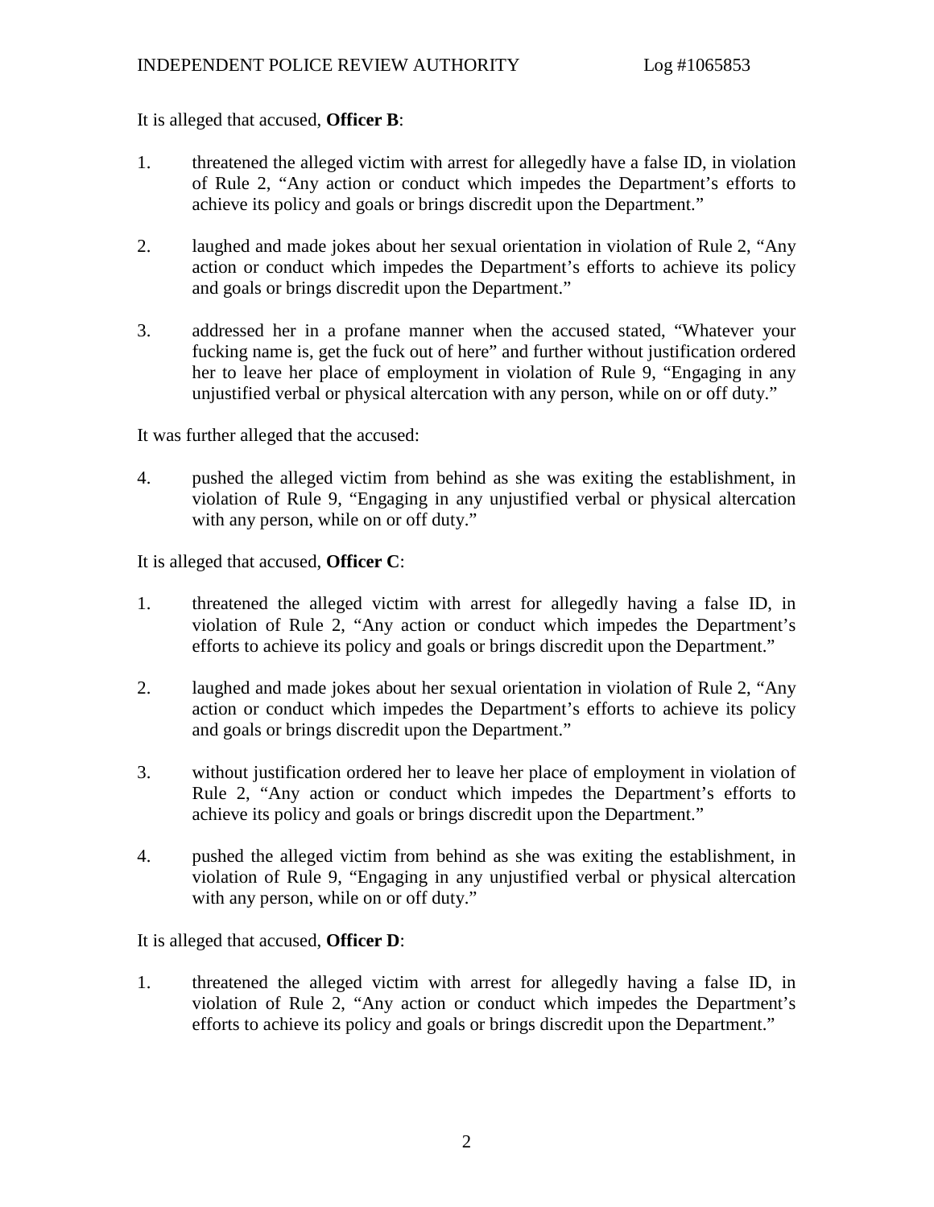It is alleged that accused, **Officer B**:

1. threatened the alleged victim with arrest for allegedly have a false ID, in violation of Rule 2, "Any action or conduct which impedes the Department's efforts to achieve its policy and goals or brings discredit upon the Department."

2. laughed and made jokes about her sexual orientation in violation of Rule 2, "Any action or conduct which impedes the Department's efforts to achieve its policy and goals or brings discredit upon the Department."

3. addressed her in a profane manner when the accused stated, "Whatever your fucking name is, get the fuck out of here" and further without justification ordered her to leave her place of employment in violation of Rule 9, "Engaging in any unjustified verbal or physical altercation with any person, while on or off duty."

It was further alleged that the accused:

4. pushed the alleged victim from behind as she was exiting the establishment, in violation of Rule 9, "Engaging in any unjustified verbal or physical altercation with any person, while on or off duty."

It is alleged that accused, **Officer C**:

1. threatened the alleged victim with arrest for allegedly having a false ID, in violation of Rule 2, "Any action or conduct which impedes the Department's efforts to achieve its policy and goals or brings discredit upon the Department."

2. laughed and made jokes about her sexual orientation in violation of Rule 2, "Any action or conduct which impedes the Department's efforts to achieve its policy and goals or brings discredit upon the Department."

3. without justification ordered her to leave her place of employment in violation of Rule 2, "Any action or conduct which impedes the Department's efforts to achieve its policy and goals or brings discredit upon the Department."

4. pushed the alleged victim from behind as she was exiting the establishment, in violation of Rule 9, "Engaging in any unjustified verbal or physical altercation with any person, while on or off duty."

It is alleged that accused, **Officer D**:

1. threatened the alleged victim with arrest for allegedly having a false ID, in violation of Rule 2, "Any action or conduct which impedes the Department's efforts to achieve its policy and goals or brings discredit upon the Department."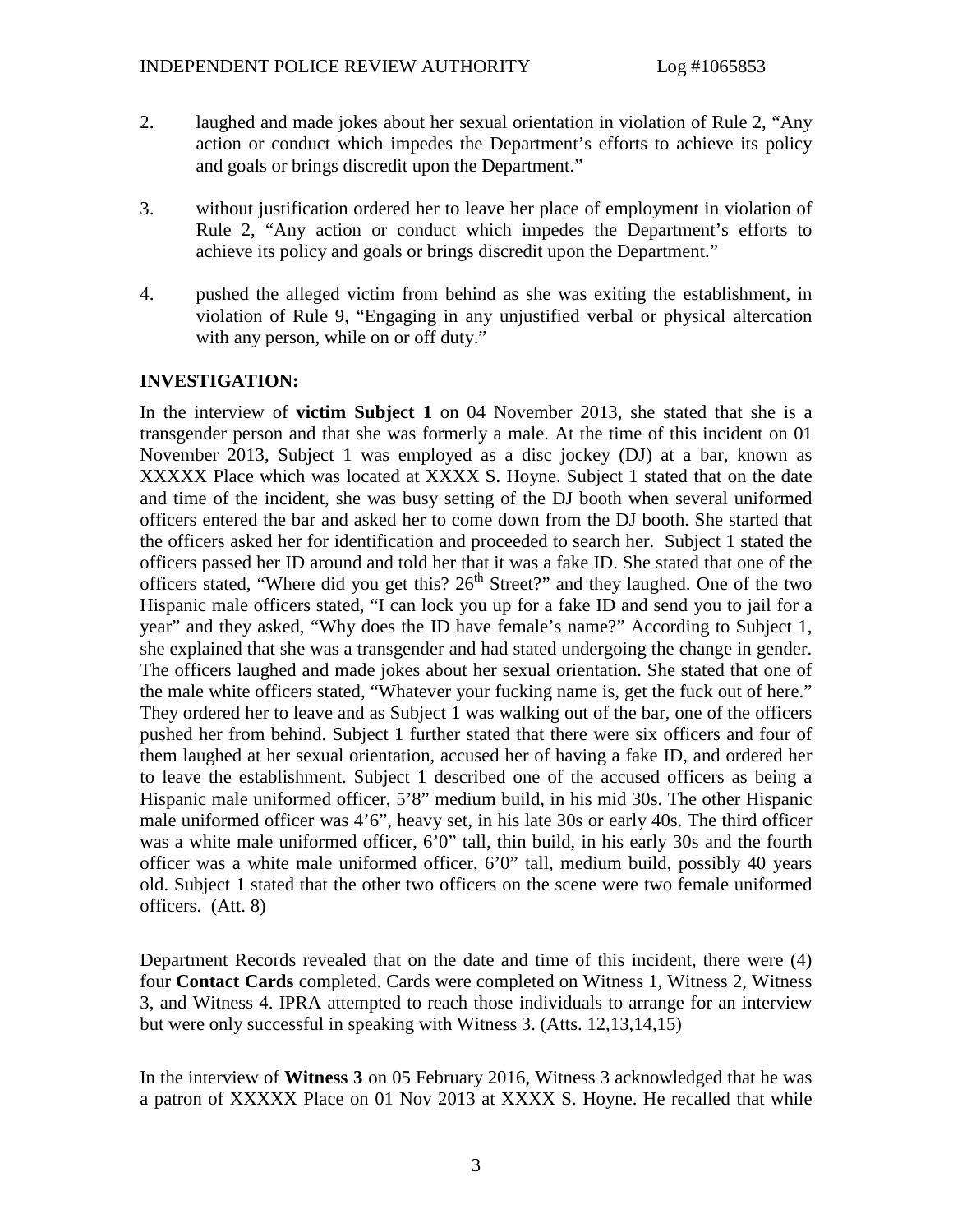2. laughed and made jokes about her sexual orientation in violation of Rule 2, "Any action or conduct which impedes the Department's efforts to achieve its policy and goals or brings discredit upon the Department."

3. without justification ordered her to leave her place of employment in violation of Rule 2, "Any action or conduct which impedes the Department's efforts to achieve its policy and goals or brings discredit upon the Department."

4. pushed the alleged victim from behind as she was exiting the establishment, in violation of Rule 9, "Engaging in any unjustified verbal or physical altercation with any person, while on or off duty."

## INVESTIGATION:

In the interview of **victim Subject 1** on 04 November 2013, she stated that she is a transgender person and that she was formerly a male. At the time of this incident on 01 November 2013, Subject 1 was employed as a disc jockey (DJ) at a bar, known as XXXXX Place which was located at XXXX S. Hoyne. Subject 1 stated that on the date and time of the incident, she was busy setting of the DJ booth when several uniformed officers entered the bar and asked her to come down from the DJ booth. She started that the officers asked her for identification and proceeded to search her. Subject 1 stated the officers passed her ID around and told her that it was a fake ID. She stated that one of the officers stated, "Where did you get this? 26th Street?" and they laughed. One of the two Hispanic male officers stated, "I can lock you up for a fake ID and send you to jail for a year" and they asked, "Why does the ID have female's name?" According to Subject 1, she explained that she was a transgender and had stated undergoing the change in gender. The officers laughed and made jokes about her sexual orientation. She stated that one of the male white officers stated, "Whatever your fucking name is, get the fuck out of here." They ordered her to leave and as Subject 1 was walking out of the bar, one of the officers pushed her from behind. Subject 1 further stated that there were six officers and four of them laughed at her sexual orientation, accused her of having a fake ID, and ordered her to leave the establishment. Subject 1 described one of the accused officers as being a Hispanic male uniformed officer, 5'8" medium build, in his mid 30s. The other Hispanic male uniformed officer was 4'6", heavy set, in his late 30s or early 40s. The third officer was a white male uniformed officer, 6'0" tall, thin build, in his early 30s and the fourth officer was a white male uniformed officer, 6'0" tall, medium build, possibly 40 years old. Subject 1 stated that the other two officers on the scene were two female uniformed officers. (Att. 8)

Department Records revealed that on the date and time of this incident, there were (4) four **Contact Cards** completed. Cards were completed on Witness 1, Witness 2, Witness 3, and Witness 4. IPRA attempted to reach those individuals to arrange for an interview but were only successful in speaking with Witness 3. (Atts. 12,13,14,15)

In the interview of **Witness 3** on 05 February 2016, Witness 3 acknowledged that he was a patron of XXXXX Place on 01 Nov 2013 at XXXX S. Hoyne. He recalled that while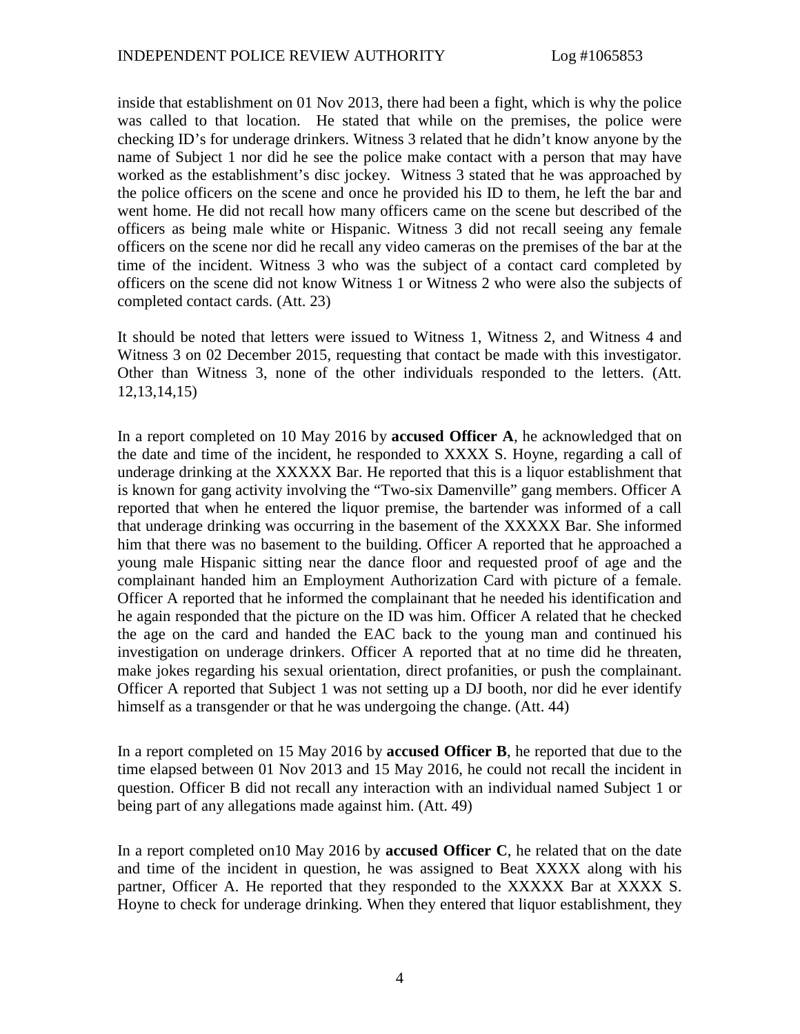inside that establishment on 01 Nov 2013, there had been a fight, which is why the police was called to that location. He stated that while on the premises, the police were checking ID's for underage drinkers. Witness 3 related that he didn't know anyone by the name of Subject 1 nor did he see the police make contact with a person that may have worked as the establishment's disc jockey. Witness 3 stated that he was approached by the police officers on the scene and once he provided his ID to them, he left the bar and went home. He did not recall how many officers came on the scene but described of the officers as being male white or Hispanic. Witness 3 did not recall seeing any female officers on the scene nor did he recall any video cameras on the premises of the bar at the time of the incident. Witness 3 who was the subject of a contact card completed by officers on the scene did not know Witness 1 or Witness 2 who were also the subjects of completed contact cards. (Att. 23)

It should be noted that letters were issued to Witness 1, Witness 2, and Witness 4 and Witness 3 on 02 December 2015, requesting that contact be made with this investigator. Other than Witness 3, none of the other individuals responded to the letters. (Att. 12,13,14,15)

In a report completed on 10 May 2016 by **accused Officer A**, he acknowledged that on the date and time of the incident, he responded to XXXX S. Hoyne, regarding a call of underage drinking at the XXXXX Bar. He reported that this is a liquor establishment that is known for gang activity involving the "Two-six Damenville" gang members. Officer A reported that when he entered the liquor premise, the bartender was informed of a call that underage drinking was occurring in the basement of the XXXXX Bar. She informed him that there was no basement to the building. Officer A reported that he approached a young male Hispanic sitting near the dance floor and requested proof of age and the complainant handed him an Employment Authorization Card with picture of a female. Officer A reported that he informed the complainant that he needed his identification and he again responded that the picture on the ID was him. Officer A related that he checked the age on the card and handed the EAC back to the young man and continued his investigation on underage drinkers. Officer A reported that at no time did he threaten, make jokes regarding his sexual orientation, direct profanities, or push the complainant. Officer A reported that Subject 1 was not setting up a DJ booth, nor did he ever identify himself as a transgender or that he was undergoing the change. (Att. 44)

In a report completed on 15 May 2016 by **accused Officer B**, he reported that due to the time elapsed between 01 Nov 2013 and 15 May 2016, he could not recall the incident in question. Officer B did not recall any interaction with an individual named Subject 1 or being part of any allegations made against him. (Att. 49)

In a report completed on10 May 2016 by **accused Officer C**, he related that on the date and time of the incident in question, he was assigned to Beat XXXX along with his partner, Officer A. He reported that they responded to the XXXXX Bar at XXXX S. Hoyne to check for underage drinking. When they entered that liquor establishment, they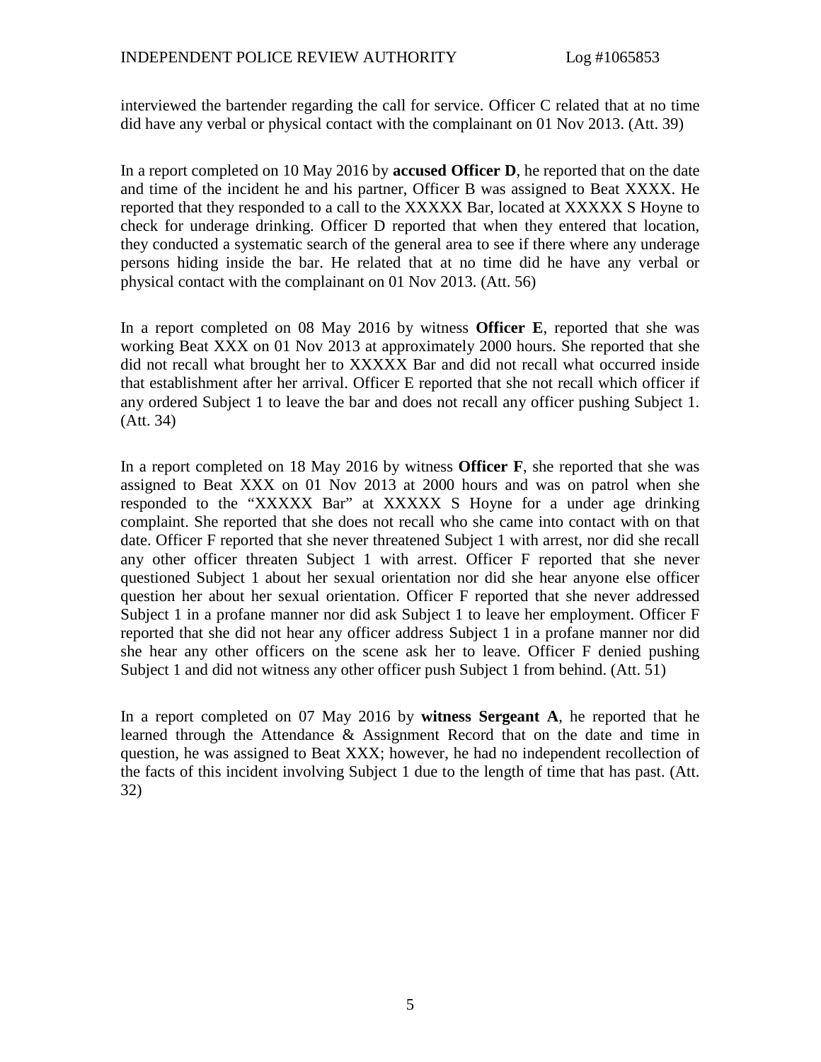interviewed the bartender regarding the call for service. Officer C related that at no time did have any verbal or physical contact with the complainant on 01 Nov 2013. (Att. 39)

In a report completed on 10 May 2016 by **accused Officer D**, he reported that on the date and time of the incident he and his partner, Officer B was assigned to Beat XXXX. He reported that they responded to a call to the XXXXX Bar, located at XXXXX S Hoyne to check for underage drinking. Officer D reported that when they entered that location, they conducted a systematic search of the general area to see if there where any underage persons hiding inside the bar. He related that at no time did he have any verbal or physical contact with the complainant on 01 Nov 2013. (Att. 56)

In a report completed on 08 May 2016 by witness **Officer E**, reported that she was working Beat XXX on 01 Nov 2013 at approximately 2000 hours. She reported that she did not recall what brought her to XXXXX Bar and did not recall what occurred inside that establishment after her arrival. Officer E reported that she not recall which officer if any ordered Subject 1 to leave the bar and does not recall any officer pushing Subject 1. (Att. 34)

In a report completed on 18 May 2016 by witness **Officer F**, she reported that she was assigned to Beat XXX on 01 Nov 2013 at 2000 hours and was on patrol when she responded to the "XXXXX Bar" at XXXXX S Hoyne for a under age drinking complaint. She reported that she does not recall who she came into contact with on that date. Officer F reported that she never threatened Subject 1 with arrest, nor did she recall any other officer threaten Subject 1 with arrest. Officer F reported that she never questioned Subject 1 about her sexual orientation nor did she hear anyone else officer question her about her sexual orientation. Officer F reported that she never addressed Subject 1 in a profane manner nor did ask Subject 1 to leave her employment. Officer F reported that she did not hear any officer address Subject 1 in a profane manner nor did she hear any other officers on the scene ask her to leave. Officer F denied pushing Subject 1 and did not witness any other officer push Subject 1 from behind. (Att. 51)

In a report completed on 07 May 2016 by **witness Sergeant A**, he reported that he learned through the Attendance & Assignment Record that on the date and time in question, he was assigned to Beat XXX; however, he had no independent recollection of the facts of this incident involving Subject 1 due to the length of time that has past. (Att. 32)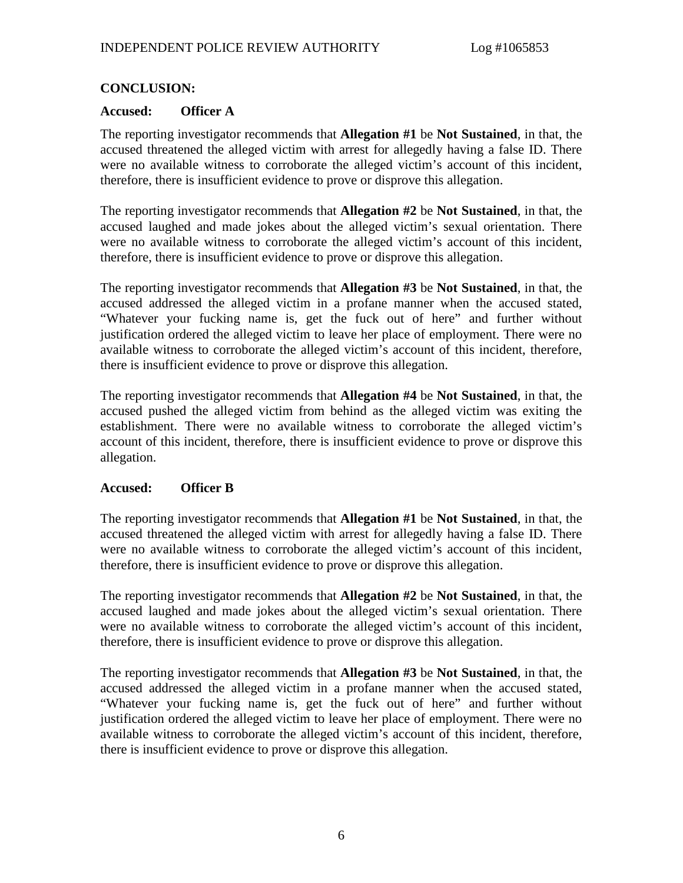**CONCLUSION:**

**Accused: Officer A**

The reporting investigator recommends that **Allegation #1** be **Not Sustained**, in that, the accused threatened the alleged victim with arrest for allegedly having a false ID. There were no available witness to corroborate the alleged victim's account of this incident, therefore, there is insufficient evidence to prove or disprove this allegation.

The reporting investigator recommends that **Allegation #2** be **Not Sustained**, in that, the accused laughed and made jokes about the alleged victim's sexual orientation. There were no available witness to corroborate the alleged victim's account of this incident, therefore, there is insufficient evidence to prove or disprove this allegation.

The reporting investigator recommends that **Allegation #3** be **Not Sustained**, in that, the accused addressed the alleged victim in a profane manner when the accused stated, "Whatever your fucking name is, get the fuck out of here" and further without justification ordered the alleged victim to leave her place of employment. There were no available witness to corroborate the alleged victim's account of this incident, therefore, there is insufficient evidence to prove or disprove this allegation.

The reporting investigator recommends that **Allegation #4** be **Not Sustained**, in that, the accused pushed the alleged victim from behind as the alleged victim was exiting the establishment. There were no available witness to corroborate the alleged victim's account of this incident, therefore, there is insufficient evidence to prove or disprove this allegation.

**Accused: Officer B**

The reporting investigator recommends that **Allegation #1** be **Not Sustained**, in that, the accused threatened the alleged victim with arrest for allegedly having a false ID. There were no available witness to corroborate the alleged victim's account of this incident, therefore, there is insufficient evidence to prove or disprove this allegation.

The reporting investigator recommends that **Allegation #2** be **Not Sustained**, in that, the accused laughed and made jokes about the alleged victim's sexual orientation. There were no available witness to corroborate the alleged victim's account of this incident, therefore, there is insufficient evidence to prove or disprove this allegation.

The reporting investigator recommends that **Allegation #3** be **Not Sustained**, in that, the accused addressed the alleged victim in a profane manner when the accused stated, "Whatever your fucking name is, get the fuck out of here" and further without justification ordered the alleged victim to leave her place of employment. There were no available witness to corroborate the alleged victim's account of this incident, therefore, there is insufficient evidence to prove or disprove this allegation.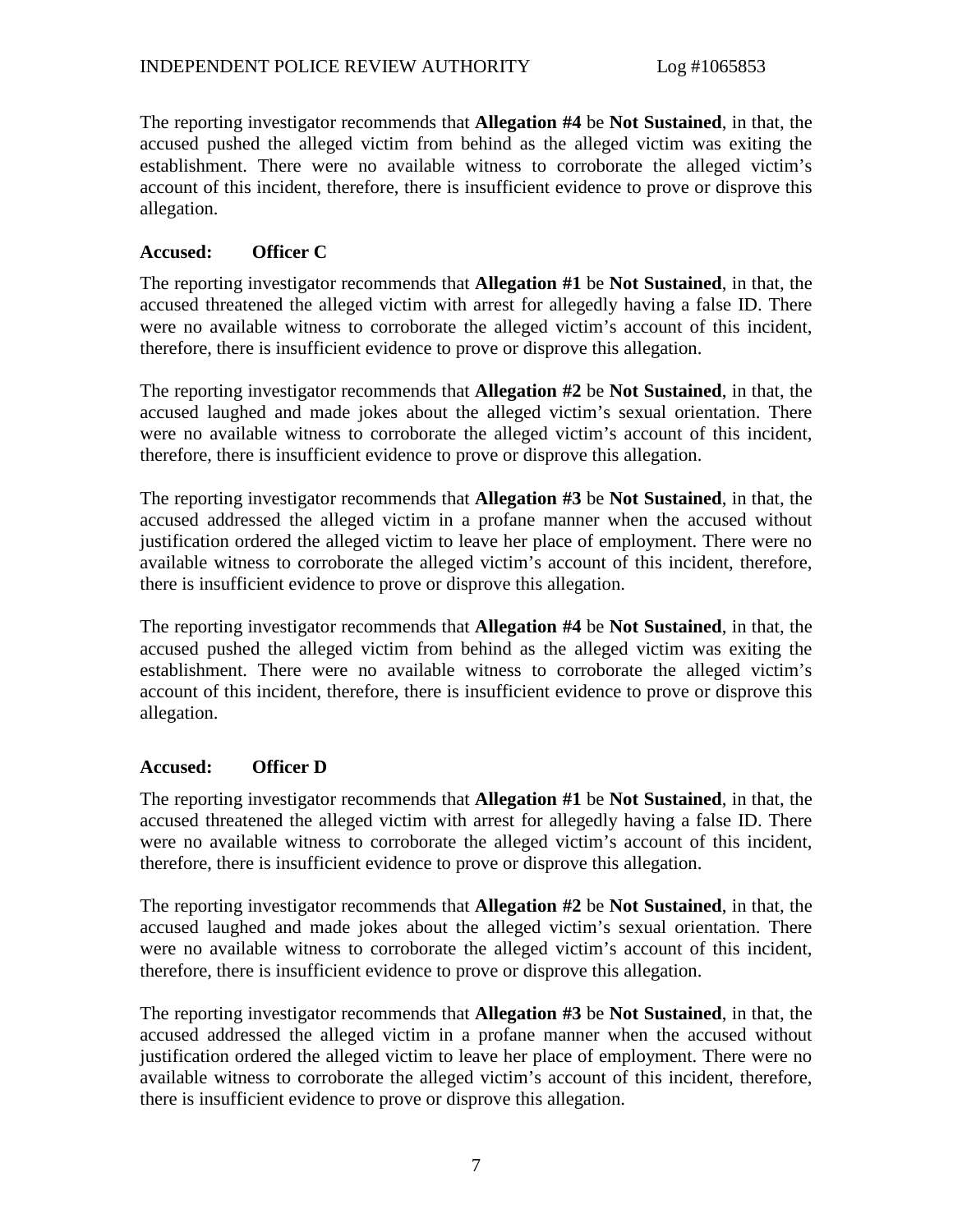The reporting investigator recommends that **Allegation #4** be **Not Sustained**, in that, the accused pushed the alleged victim from behind as the alleged victim was exiting the establishment. There were no available witness to corroborate the alleged victim's account of this incident, therefore, there is insufficient evidence to prove or disprove this allegation.

**Accused: Officer C**

The reporting investigator recommends that **Allegation #1** be **Not Sustained**, in that, the accused threatened the alleged victim with arrest for allegedly having a false ID. There were no available witness to corroborate the alleged victim's account of this incident, therefore, there is insufficient evidence to prove or disprove this allegation.

The reporting investigator recommends that **Allegation #2** be **Not Sustained**, in that, the accused laughed and made jokes about the alleged victim's sexual orientation. There were no available witness to corroborate the alleged victim's account of this incident, therefore, there is insufficient evidence to prove or disprove this allegation.

The reporting investigator recommends that **Allegation #3** be **Not Sustained**, in that, the accused addressed the alleged victim in a profane manner when the accused without justification ordered the alleged victim to leave her place of employment. There were no available witness to corroborate the alleged victim's account of this incident, therefore, there is insufficient evidence to prove or disprove this allegation.

The reporting investigator recommends that **Allegation #4** be **Not Sustained**, in that, the accused pushed the alleged victim from behind as the alleged victim was exiting the establishment. There were no available witness to corroborate the alleged victim's account of this incident, therefore, there is insufficient evidence to prove or disprove this allegation.

**Accused: Officer D**

The reporting investigator recommends that **Allegation #1** be **Not Sustained**, in that, the accused threatened the alleged victim with arrest for allegedly having a false ID. There were no available witness to corroborate the alleged victim's account of this incident, therefore, there is insufficient evidence to prove or disprove this allegation.

The reporting investigator recommends that **Allegation #2** be **Not Sustained**, in that, the accused laughed and made jokes about the alleged victim's sexual orientation. There were no available witness to corroborate the alleged victim's account of this incident, therefore, there is insufficient evidence to prove or disprove this allegation.

The reporting investigator recommends that **Allegation #3** be **Not Sustained**, in that, the accused addressed the alleged victim in a profane manner when the accused without justification ordered the alleged victim to leave her place of employment. There were no available witness to corroborate the alleged victim's account of this incident, therefore, there is insufficient evidence to prove or disprove this allegation.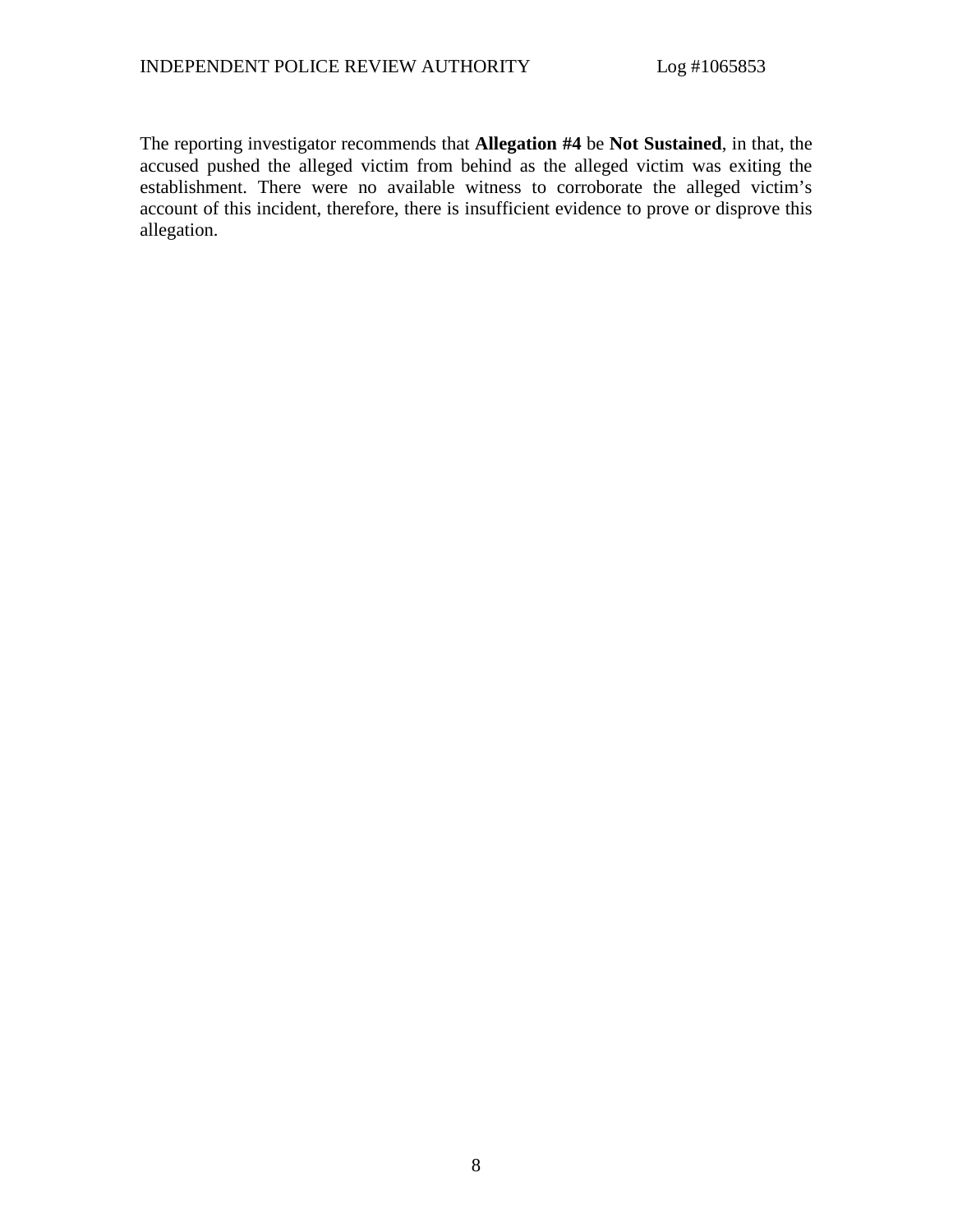The reporting investigator recommends that **Allegation #4** be **Not Sustained**, in that, the accused pushed the alleged victim from behind as the alleged victim was exiting the establishment. There were no available witness to corroborate the alleged victim's account of this incident, therefore, there is insufficient evidence to prove or disprove this allegation.